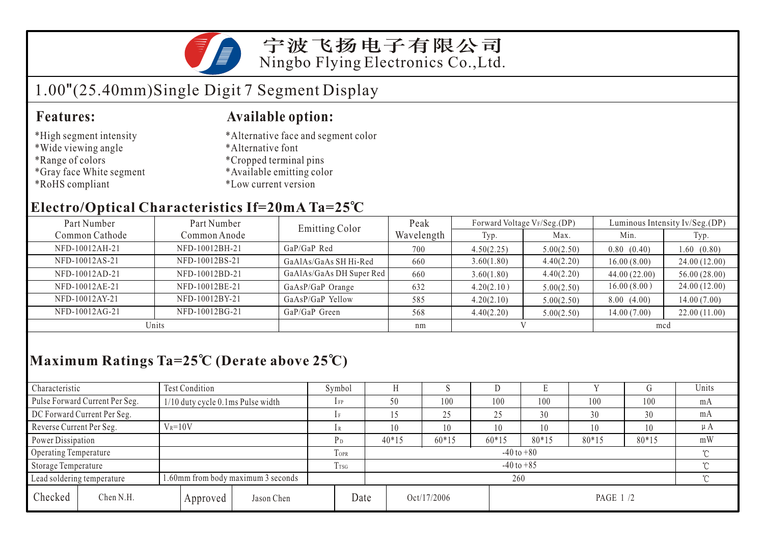# 宁波飞扬电子有限公司

Ningbo Flying Electronics Co.,Ltd.

## 1.00"(25.40mm)Single Digit 7 Segment Display

### Features:

*High segment intensity
*Wide viewing angle
*Range of colors
*Gray face White segment
*RoHS compliant

### Available option:

*Alternative face and segment color
*Alternative font
*Cropped terminal pins
*Available emitting color
*Low current version

### Electro/Optical Characteristics If=20mA Ta=25℃

| Part Number Common Cathode | Part Number Common Anode | Emitting Color | Peak Wavelength | Forward Voltage $V_F$/Seg.(DP) | | Luminous Intensity Iv/Seg.(DP) | |
|---|---|---|---|---|---|---|---|
| | | | | Typ. | Max. | Min. | Typ. |
| NFD-10012AH-21 | NFD-10012BH-21 | GaP/GaP Red | 700 | 4.50(2.25) | 5.00(2.50) | 0.80 (0.40) | 1.60 (0.80) |
| NFD-10012AS-21 | NFD-10012BS-21 | GaAlAs/GaAs SH Hi-Red | 660 | 3.60(1.80) | 4.40(2.20) | 16.00 (8.00) | 24.00 (12.00) |
| NFD-10012AD-21 | NFD-10012BD-21 | GaAlAs/GaAs DH Super Red | 660 | 3.60(1.80) | 4.40(2.20) | 44.00 (22.00) | 56.00 (28.00) |
| NFD-10012AE-21 | NFD-10012BE-21 | GaAsP/GaP Orange | 632 | 4.20(2.10) | 5.00(2.50) | 16.00 (8.00) | 24.00 (12.00) |
| NFD-10012AY-21 | NFD-10012BY-21 | GaAsP/GaP Yellow | 585 | 4.20(2.10) | 5.00(2.50) | 8.00 (4.00) | 14.00 (7.00) |
| NFD-10012AG-21 | NFD-10012BG-21 | GaP/GaP Green | 568 | 4.40(2.20) | 5.00(2.50) | 14.00 (7.00) | 22.00 (11.00) |
| Units | | | nm | V | | mcd | |

### Maximum Ratings Ta=25℃ (Derate above 25℃)

| Characteristic | Test Condition | Symbol | H | S | D | E | Y | G | Units |
|---|---|---|---|---|---|---|---|---|---|
| Pulse Forward Current Per Seg. | 1/10 duty cycle 0.1ms Pulse width | $I_{FP}$ | 50 | 100 | 100 | 100 | 100 | 100 | mA |
| DC Forward Current Per Seg. | | $I_F$ | 15 | 25 | 25 | 30 | 30 | 30 | mA |
| Reverse Current Per Seg. | $V_R$=10V | $I_R$ | 10 | 10 | 10 | 10 | 10 | 10 | μA |
| Power Dissipation | | $P_D$ | 40*15 | 60*15 | 60*15 | 80*15 | 80*15 | 80*15 | mW |
| Operating Temperature | | $T_{OPR}$ | -40 to +80 | | | | | | ℃ |
| Storage Temperature | | $T_{TSG}$ | -40 to +85 | | | | | | ℃ |
| Lead soldering temperature | 1.60mm from body maximum 3 seconds | | 260 | | | | | | ℃ |

| Checked | Chen N.H. | Approved | Jason Chen | Date | Oct/17/2006 |
|---|---|---|---|---|---|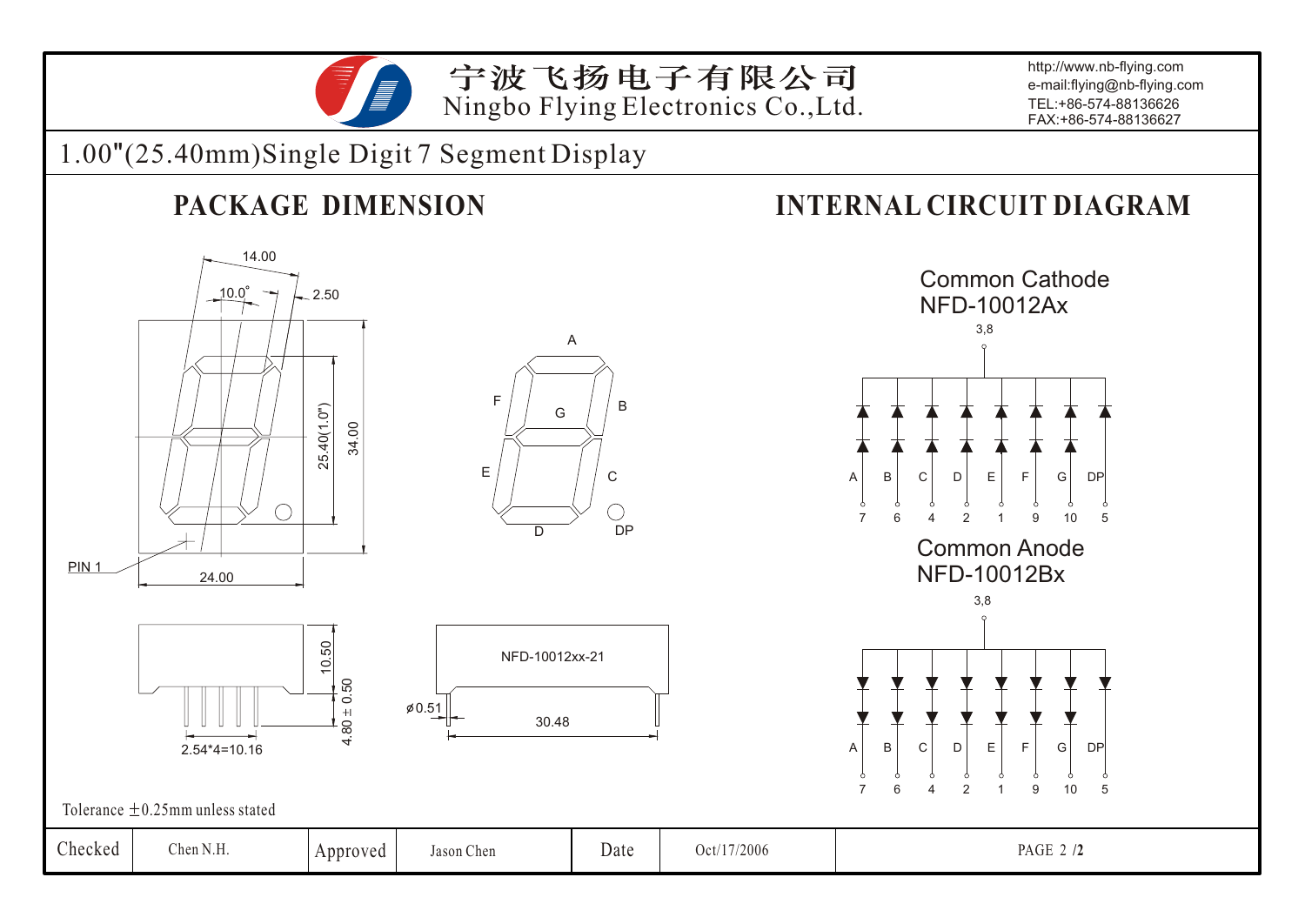宁波飞扬电子有限公司
Ningbo Flying Electronics Co.,Ltd.

http://www.nb-flying.com
e-mail:flying@nb-flying.com
TEL:+86-574-88136626
FAX:+86-574-88136627

# 1.00"(25.40mm)Single Digit 7 Segment Display

## PACKAGE DIMENSION

14.00
10.0°
2.50
25.40(1.0")
34.00
PIN 1
24.00

A
F
G
B
E
C
D
DP

10.50
4.80 ± 0.50
2.54*4=10.16

NFD-10012xx-21
ø0.51
30.48

## INTERNAL CIRCUIT DIAGRAM

Common Cathode
NFD-10012Ax

3,8
A B C D E F G DP
7 6 4 2 1 9 10 5

Common Anode
NFD-10012Bx

3,8
A B C D E F G DP
7 6 4 2 1 9 10 5

Tolerance ±0.25mm unless stated

| Checked | Chen N.H. | Approved | Jason Chen | Date | Oct/17/2006 | PAGE 2 /2 |
|---|---|---|---|---|---|---|